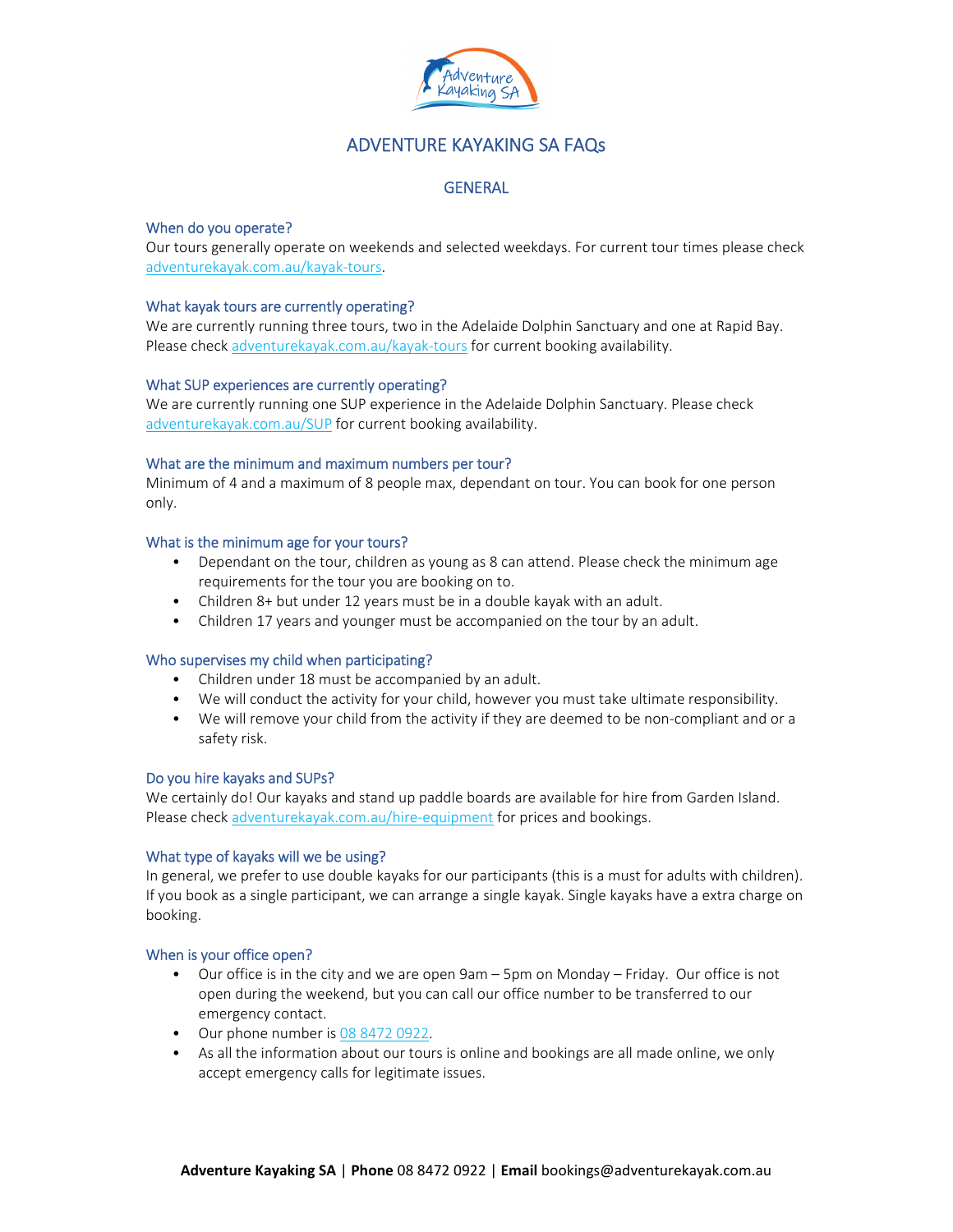# ADVENTURE KAYAKING SA FAQs

## GENERAL

### When do you operate?

Our tours generally operate on weekends and selected weekdays. For current tour times please check adventurekayak.com.au/kayak-tours.

### What kayak tours are currently operating?

We are currently running three tours, two in the Adelaide Dolphin Sanctuary and one at Rapid Bay. Please check adventurekayak.com.au/kayak-tours for current booking availability.

### What SUP experiences are currently operating?

We are currently running one SUP experience in the Adelaide Dolphin Sanctuary. Please check adventurekayak.com.au/SUP for current booking availability.

### What are the minimum and maximum numbers per tour?

Minimum of 4 and a maximum of 8 people max, dependant on tour. You can book for one person only.

### What is the minimum age for your tours?

- Dependant on the tour, children as young as 8 can attend. Please check the minimum age requirements for the tour you are booking on to.
- Children 8+ but under 12 years must be in a double kayak with an adult.
- Children 17 years and younger must be accompanied on the tour by an adult.

### Who supervises my child when participating?

- Children under 18 must be accompanied by an adult.
- We will conduct the activity for your child, however you must take ultimate responsibility.
- We will remove your child from the activity if they are deemed to be non-compliant and or a safety risk.

### Do you hire kayaks and SUPs?

We certainly do! Our kayaks and stand up paddle boards are available for hire from Garden Island. Please check adventurekayak.com.au/hire-equipment for prices and bookings.

### What type of kayaks will we be using?

In general, we prefer to use double kayaks for our participants (this is a must for adults with children). If you book as a single participant, we can arrange a single kayak. Single kayaks have a extra charge on booking.

### When is your office open?

- Our office is in the city and we are open 9am – 5pm on Monday – Friday. Our office is not open during the weekend, but you can call our office number to be transferred to our emergency contact.
- Our phone number is 08 8472 0922.
- As all the information about our tours is online and bookings are all made online, we only accept emergency calls for legitimate issues.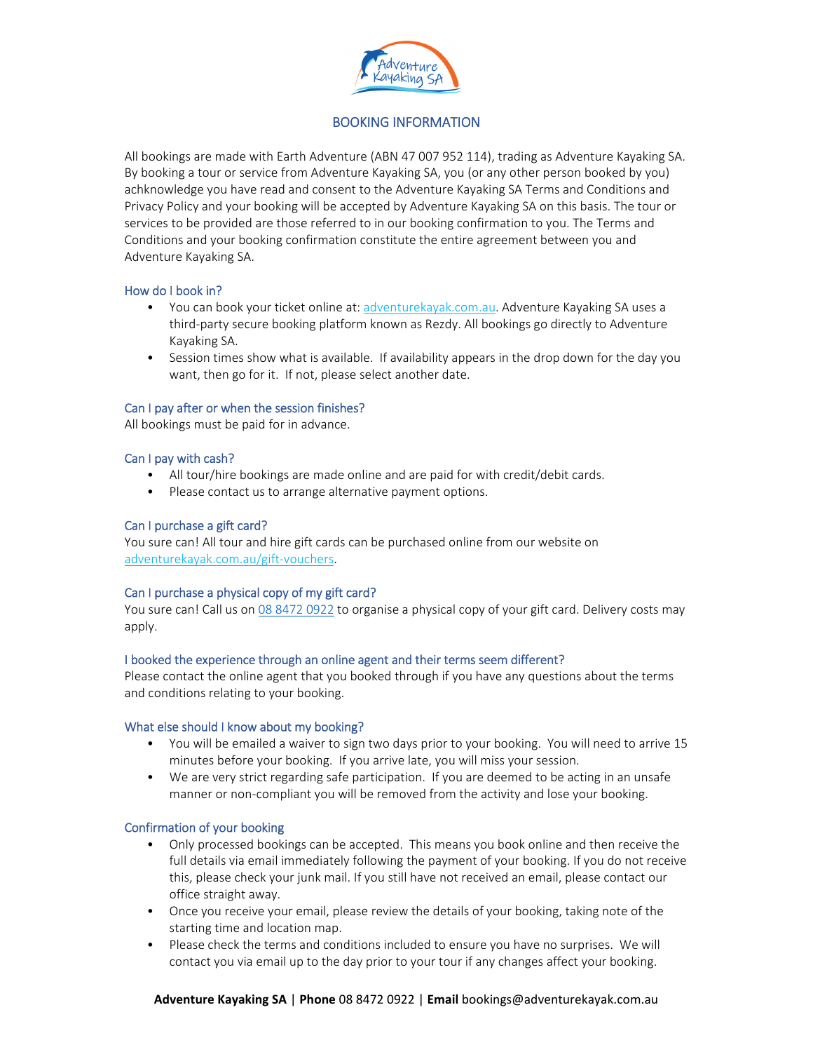# BOOKING INFORMATION

All bookings are made with Earth Adventure (ABN 47 007 952 114), trading as Adventure Kayaking SA. By booking a tour or service from Adventure Kayaking SA, you (or any other person booked by you) achknowledge you have read and consent to the Adventure Kayaking SA Terms and Conditions and Privacy Policy and your booking will be accepted by Adventure Kayaking SA on this basis. The tour or services to be provided are those referred to in our booking confirmation to you. The Terms and Conditions and your booking confirmation constitute the entire agreement between you and Adventure Kayaking SA.

## How do I book in?

- You can book your ticket online at: adventurekayak.com.au. Adventure Kayaking SA uses a third-party secure booking platform known as Rezdy. All bookings go directly to Adventure Kayaking SA.
- Session times show what is available. If availability appears in the drop down for the day you want, then go for it. If not, please select another date.

## Can I pay after or when the session finishes?

All bookings must be paid for in advance.

## Can I pay with cash?

- All tour/hire bookings are made online and are paid for with credit/debit cards.
- Please contact us to arrange alternative payment options.

## Can I purchase a gift card?

You sure can! All tour and hire gift cards can be purchased online from our website on adventurekayak.com.au/gift-vouchers.

## Can I purchase a physical copy of my gift card?

You sure can! Call us on 08 8472 0922 to organise a physical copy of your gift card. Delivery costs may apply.

## I booked the experience through an online agent and their terms seem different?

Please contact the online agent that you booked through if you have any questions about the terms and conditions relating to your booking.

## What else should I know about my booking?

- You will be emailed a waiver to sign two days prior to your booking. You will need to arrive 15 minutes before your booking. If you arrive late, you will miss your session.
- We are very strict regarding safe participation. If you are deemed to be acting in an unsafe manner or non-compliant you will be removed from the activity and lose your booking.

## Confirmation of your booking

- Only processed bookings can be accepted. This means you book online and then receive the full details via email immediately following the payment of your booking. If you do not receive this, please check your junk mail. If you still have not received an email, please contact our office straight away.
- Once you receive your email, please review the details of your booking, taking note of the starting time and location map.
- Please check the terms and conditions included to ensure you have no surprises. We will contact you via email up to the day prior to your tour if any changes affect your booking.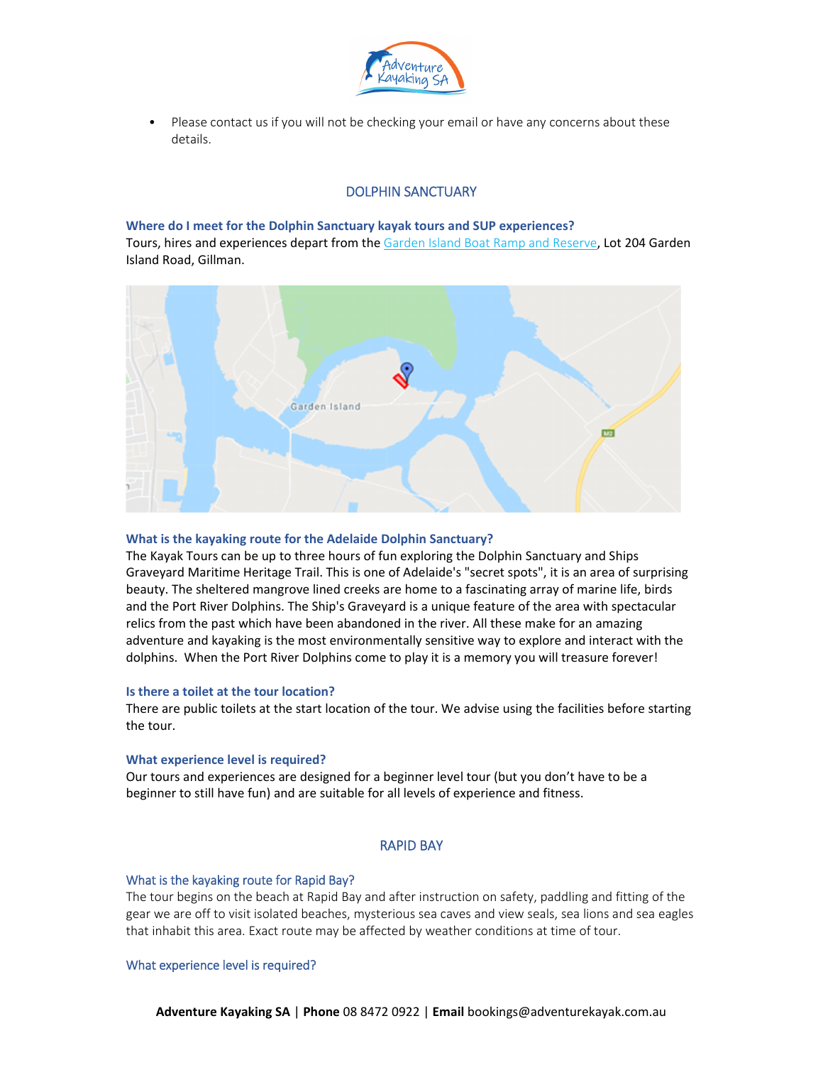- Please contact us if you will not be checking your email or have any concerns about these details.

## DOLPHIN SANCTUARY

### Where do I meet for the Dolphin Sanctuary kayak tours and SUP experiences?

Tours, hires and experiences depart from the [Garden Island Boat Ramp and Reserve](), Lot 204 Garden Island Road, Gillman.

### What is the kayaking route for the Adelaide Dolphin Sanctuary?

The Kayak Tours can be up to three hours of fun exploring the Dolphin Sanctuary and Ships Graveyard Maritime Heritage Trail. This is one of Adelaide's "secret spots", it is an area of surprising beauty. The sheltered mangrove lined creeks are home to a fascinating array of marine life, birds and the Port River Dolphins. The Ship's Graveyard is a unique feature of the area with spectacular relics from the past which have been abandoned in the river. All these make for an amazing adventure and kayaking is the most environmentally sensitive way to explore and interact with the dolphins. When the Port River Dolphins come to play it is a memory you will treasure forever!

### Is there a toilet at the tour location?

There are public toilets at the start location of the tour. We advise using the facilities before starting the tour.

### What experience level is required?

Our tours and experiences are designed for a beginner level tour (but you don't have to be a beginner to still have fun) and are suitable for all levels of experience and fitness.

## RAPID BAY

### What is the kayaking route for Rapid Bay?

The tour begins on the beach at Rapid Bay and after instruction on safety, paddling and fitting of the gear we are off to visit isolated beaches, mysterious sea caves and view seals, sea lions and sea eagles that inhabit this area. Exact route may be affected by weather conditions at time of tour.

### What experience level is required?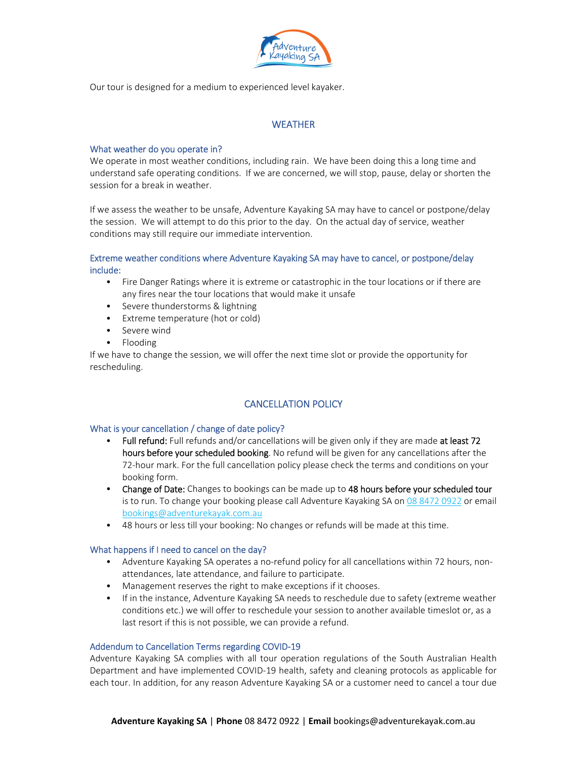Our tour is designed for a medium to experienced level kayaker.

## WEATHER

### What weather do you operate in?

We operate in most weather conditions, including rain. We have been doing this a long time and understand safe operating conditions. If we are concerned, we will stop, pause, delay or shorten the session for a break in weather.

If we assess the weather to be unsafe, Adventure Kayaking SA may have to cancel or postpone/delay the session. We will attempt to do this prior to the day. On the actual day of service, weather conditions may still require our immediate intervention.

### Extreme weather conditions where Adventure Kayaking SA may have to cancel, or postpone/delay include:

- Fire Danger Ratings where it is extreme or catastrophic in the tour locations or if there are any fires near the tour locations that would make it unsafe
- Severe thunderstorms & lightning
- Extreme temperature (hot or cold)
- Severe wind
- Flooding

If we have to change the session, we will offer the next time slot or provide the opportunity for rescheduling.

## CANCELLATION POLICY

### What is your cancellation / change of date policy?

- Full refund: Full refunds and/or cancellations will be given only if they are made at least 72 hours before your scheduled booking. No refund will be given for any cancellations after the 72-hour mark. For the full cancellation policy please check the terms and conditions on your booking form.
- Change of Date: Changes to bookings can be made up to 48 hours before your scheduled tour is to run. To change your booking please call Adventure Kayaking SA on 08 8472 0922 or email bookings@adventurekayak.com.au
- 48 hours or less till your booking: No changes or refunds will be made at this time.

### What happens if I need to cancel on the day?

- Adventure Kayaking SA operates a no-refund policy for all cancellations within 72 hours, non-attendances, late attendance, and failure to participate.
- Management reserves the right to make exceptions if it chooses.
- If in the instance, Adventure Kayaking SA needs to reschedule due to safety (extreme weather conditions etc.) we will offer to reschedule your session to another available timeslot or, as a last resort if this is not possible, we can provide a refund.

### Addendum to Cancellation Terms regarding COVID-19

Adventure Kayaking SA complies with all tour operation regulations of the South Australian Health Department and have implemented COVID-19 health, safety and cleaning protocols as applicable for each tour. In addition, for any reason Adventure Kayaking SA or a customer need to cancel a tour due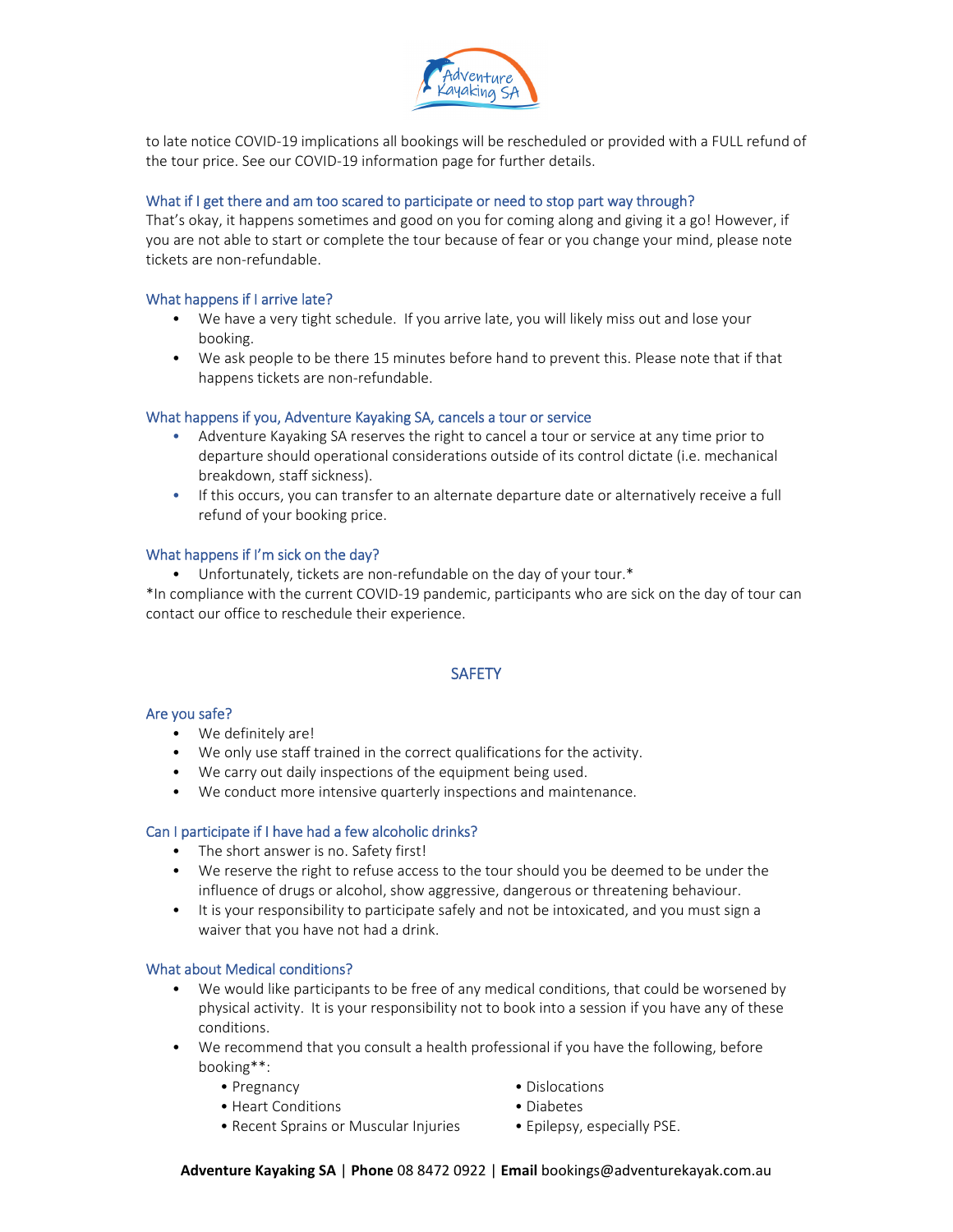to late notice COVID-19 implications all bookings will be rescheduled or provided with a FULL refund of the tour price. See our COVID-19 information page for further details.

### What if I get there and am too scared to participate or need to stop part way through?

That's okay, it happens sometimes and good on you for coming along and giving it a go! However, if you are not able to start or complete the tour because of fear or you change your mind, please note tickets are non-refundable.

### What happens if I arrive late?

- We have a very tight schedule. If you arrive late, you will likely miss out and lose your booking.
- We ask people to be there 15 minutes before hand to prevent this. Please note that if that happens tickets are non-refundable.

### What happens if you, Adventure Kayaking SA, cancels a tour or service

- Adventure Kayaking SA reserves the right to cancel a tour or service at any time prior to departure should operational considerations outside of its control dictate (i.e. mechanical breakdown, staff sickness).
- If this occurs, you can transfer to an alternate departure date or alternatively receive a full refund of your booking price.

### What happens if I'm sick on the day?

- Unfortunately, tickets are non-refundable on the day of your tour.*

*In compliance with the current COVID-19 pandemic, participants who are sick on the day of tour can contact our office to reschedule their experience.

## SAFETY

### Are you safe?

- We definitely are!
- We only use staff trained in the correct qualifications for the activity.
- We carry out daily inspections of the equipment being used.
- We conduct more intensive quarterly inspections and maintenance.

### Can I participate if I have had a few alcoholic drinks?

- The short answer is no. Safety first!
- We reserve the right to refuse access to the tour should you be deemed to be under the influence of drugs or alcohol, show aggressive, dangerous or threatening behaviour.
- It is your responsibility to participate safely and not be intoxicated, and you must sign a waiver that you have not had a drink.

### What about Medical conditions?

- We would like participants to be free of any medical conditions, that could be worsened by physical activity. It is your responsibility not to book into a session if you have any of these conditions.
- We recommend that you consult a health professional if you have the following, before booking**:
  - Pregnancy
  - Heart Conditions
  - Recent Sprains or Muscular Injuries
  - Dislocations
  - Diabetes
  - Epilepsy, especially PSE.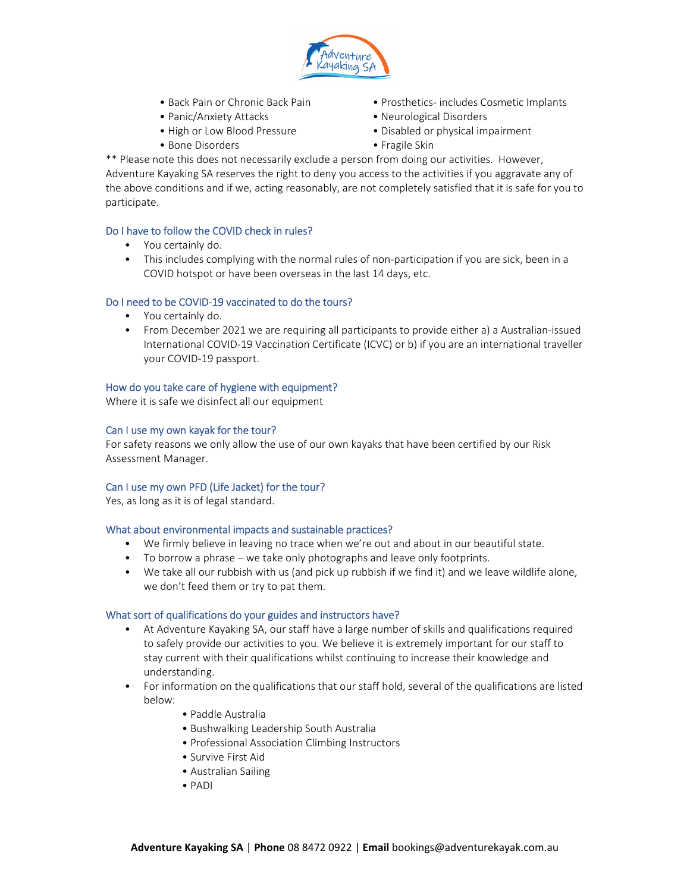- Back Pain or Chronic Back Pain
- Panic/Anxiety Attacks
- High or Low Blood Pressure
- Bone Disorders
- Prosthetics- includes Cosmetic Implants
- Neurological Disorders
- Disabled or physical impairment
- Fragile Skin

** Please note this does not necessarily exclude a person from doing our activities. However, Adventure Kayaking SA reserves the right to deny you access to the activities if you aggravate any of the above conditions and if we, acting reasonably, are not completely satisfied that it is safe for you to participate.

### Do I have to follow the COVID check in rules?

- You certainly do.
- This includes complying with the normal rules of non-participation if you are sick, been in a COVID hotspot or have been overseas in the last 14 days, etc.

### Do I need to be COVID-19 vaccinated to do the tours?

- You certainly do.
- From December 2021 we are requiring all participants to provide either a) a Australian-issued International COVID-19 Vaccination Certificate (ICVC) or b) if you are an international traveller your COVID-19 passport.

### How do you take care of hygiene with equipment?

Where it is safe we disinfect all our equipment

### Can I use my own kayak for the tour?

For safety reasons we only allow the use of our own kayaks that have been certified by our Risk Assessment Manager.

### Can I use my own PFD (Life Jacket) for the tour?

Yes, as long as it is of legal standard.

### What about environmental impacts and sustainable practices?

- We firmly believe in leaving no trace when we're out and about in our beautiful state.
- To borrow a phrase – we take only photographs and leave only footprints.
- We take all our rubbish with us (and pick up rubbish if we find it) and we leave wildlife alone, we don't feed them or try to pat them.

### What sort of qualifications do your guides and instructors have?

- At Adventure Kayaking SA, our staff have a large number of skills and qualifications required to safely provide our activities to you. We believe it is extremely important for our staff to stay current with their qualifications whilst continuing to increase their knowledge and understanding.
- For information on the qualifications that our staff hold, several of the qualifications are listed below:
  - Paddle Australia
  - Bushwalking Leadership South Australia
  - Professional Association Climbing Instructors
  - Survive First Aid
  - Australian Sailing
  - PADI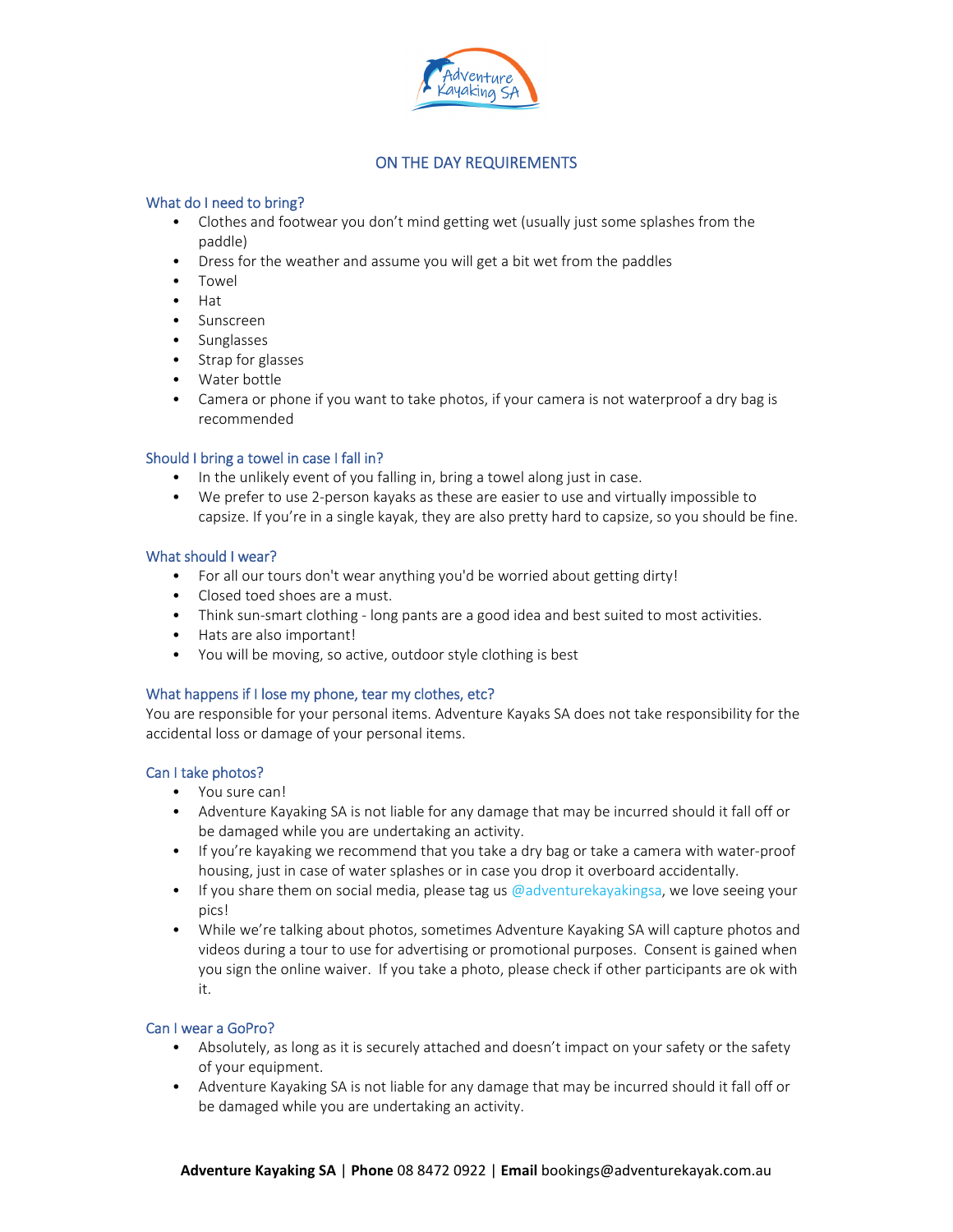# ON THE DAY REQUIREMENTS

## What do I need to bring?

- Clothes and footwear you don't mind getting wet (usually just some splashes from the paddle)
- Dress for the weather and assume you will get a bit wet from the paddles
- Towel
- Hat
- Sunscreen
- Sunglasses
- Strap for glasses
- Water bottle
- Camera or phone if you want to take photos, if your camera is not waterproof a dry bag is recommended

## Should I bring a towel in case I fall in?

- In the unlikely event of you falling in, bring a towel along just in case.
- We prefer to use 2-person kayaks as these are easier to use and virtually impossible to capsize. If you're in a single kayak, they are also pretty hard to capsize, so you should be fine.

## What should I wear?

- For all our tours don't wear anything you'd be worried about getting dirty!
- Closed toed shoes are a must.
- Think sun-smart clothing - long pants are a good idea and best suited to most activities.
- Hats are also important!
- You will be moving, so active, outdoor style clothing is best

## What happens if I lose my phone, tear my clothes, etc?

You are responsible for your personal items. Adventure Kayaks SA does not take responsibility for the accidental loss or damage of your personal items.

## Can I take photos?

- You sure can!
- Adventure Kayaking SA is not liable for any damage that may be incurred should it fall off or be damaged while you are undertaking an activity.
- If you're kayaking we recommend that you take a dry bag or take a camera with water-proof housing, just in case of water splashes or in case you drop it overboard accidentally.
- If you share them on social media, please tag us @adventurekayakingsa, we love seeing your pics!
- While we're talking about photos, sometimes Adventure Kayaking SA will capture photos and videos during a tour to use for advertising or promotional purposes. Consent is gained when you sign the online waiver. If you take a photo, please check if other participants are ok with it.

## Can I wear a GoPro?

- Absolutely, as long as it is securely attached and doesn't impact on your safety or the safety of your equipment.
- Adventure Kayaking SA is not liable for any damage that may be incurred should it fall off or be damaged while you are undertaking an activity.

**Adventure Kayaking SA** | **Phone** 08 8472 0922 | **Email** bookings@adventurekayak.com.au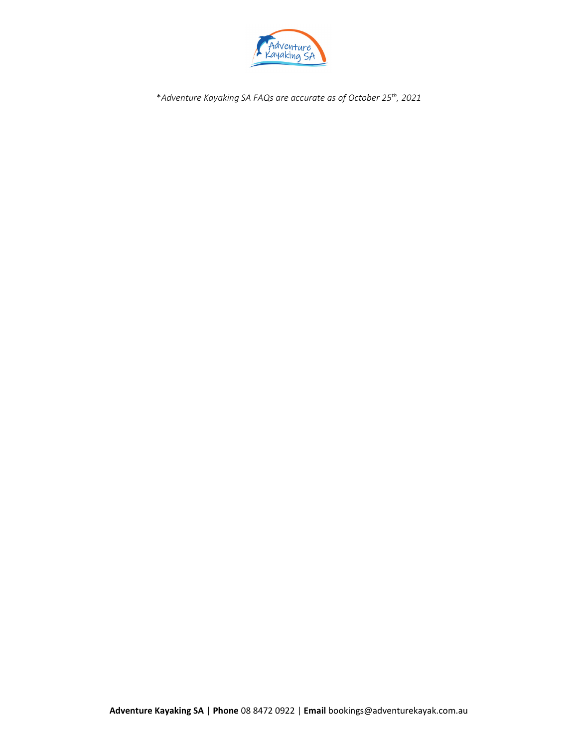*Adventure Kayaking SA FAQs are accurate as of October 25th, 2021*

**Adventure Kayaking SA** | **Phone** 08 8472 0922 | **Email** bookings@adventurekayak.com.au